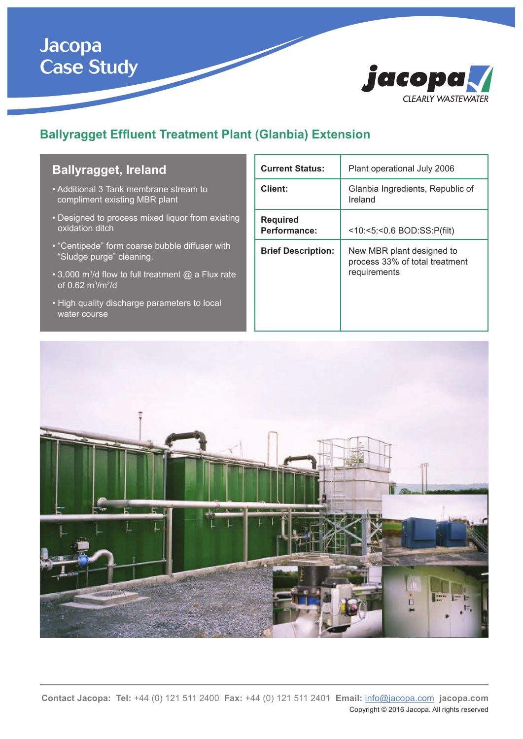# Jacopa Case Study

jacopa CLEARLY WASTEWATER

## Ballyragget Effluent Treatment Plant (Glanbia) Extension

### Ballyragget, Ireland

- Additional 3 Tank membrane stream to compliment existing MBR plant
- Designed to process mixed liquor from existing oxidation ditch
- "Centipede" form coarse bubble diffuser with "Sludge purge" cleaning.
- 3,000 $m^3$/d flow to full treatment @ a Flux rate of 0.62 $m^3/m^2$/d
- High quality discharge parameters to local water course

| | |
|---|---|
| **Current Status:** | Plant operational July 2006 |
| **Client:** | Glanbia Ingredients, Republic of Ireland |
| **Required Performance:** | <10:<5:<0.6 BOD:SS:P(filt) |
| **Brief Description:** | New MBR plant designed to process 33% of total treatment requirements |

**Contact Jacopa:** **Tel:** +44 (0) 121 511 2400 **Fax:** +44 (0) 121 511 2401 **Email:** info@jacopa.com **jacopa.com**

Copyright © 2016 Jacopa. All rights reserved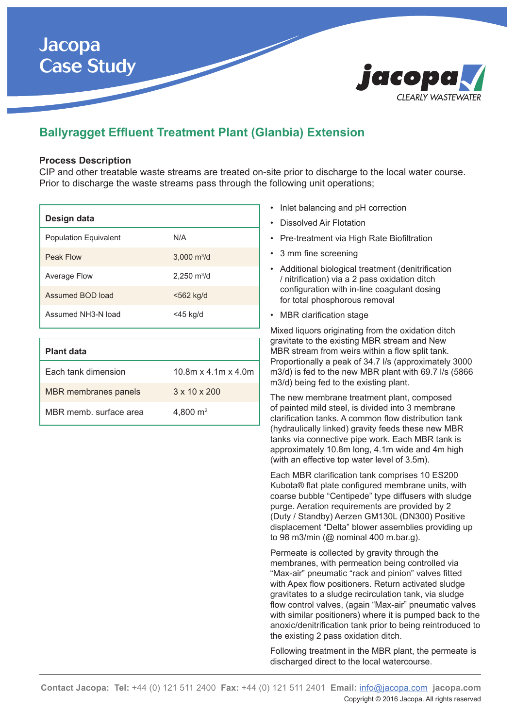# Jacopa Case Study

## Ballyragget Effluent Treatment Plant (Glanbia) Extension

### Process Description

CIP and other treatable waste streams are treated on-site prior to discharge to the local water course. Prior to discharge the waste streams pass through the following unit operations;

| Design data | |
|---|---|
| Population Equivalent | N/A |
| Peak Flow | 3,000 $m^3$/d |
| Average Flow | 2,250 $m^3$/d |
| Assumed BOD load | <562 kg/d |
| Assumed NH3-N load | <45 kg/d |

| Plant data | |
|---|---|
| Each tank dimension | 10.8m x 4.1m x 4.0m |
| MBR membranes panels | 3 x 10 x 200 |
| MBR memb. surface area | 4,800 $m^2$ |

- Inlet balancing and pH correction
- Dissolved Air Flotation
- Pre-treatment via High Rate Biofiltration
- 3 mm fine screening
- Additional biological treatment (denitrification / nitrification) via a 2 pass oxidation ditch configuration with in-line coagulant dosing for total phosphorous removal
- MBR clarification stage

Mixed liquors originating from the oxidation ditch gravitate to the existing MBR stream and New MBR stream from weirs within a flow split tank. Proportionally a peak of 34.7 l/s (approximately 3000 m3/d) is fed to the new MBR plant with 69.7 l/s (5866 m3/d) being fed to the existing plant.

The new membrane treatment plant, composed of painted mild steel, is divided into 3 membrane clarification tanks. A common flow distribution tank (hydraulically linked) gravity feeds these new MBR tanks via connective pipe work. Each MBR tank is approximately 10.8m long, 4.1m wide and 4m high (with an effective top water level of 3.5m).

Each MBR clarification tank comprises 10 ES200 Kubota® flat plate configured membrane units, with coarse bubble "Centipede" type diffusers with sludge purge. Aeration requirements are provided by 2 (Duty / Standby) Aerzen GM130L (DN300) Positive displacement "Delta" blower assemblies providing up to 98 m3/min (@ nominal 400 m.bar.g).

Permeate is collected by gravity through the membranes, with permeation being controlled via "Max-air" pneumatic "rack and pinion" valves fitted with Apex flow positioners. Return activated sludge gravitates to a sludge recirculation tank, via sludge flow control valves, (again "Max-air" pneumatic valves with similar positioners) where it is pumped back to the anoxic/denitrification tank prior to being reintroduced to the existing 2 pass oxidation ditch.

Following treatment in the MBR plant, the permeate is discharged direct to the local watercourse.

**Contact Jacopa:** **Tel:** +44 (0) 121 511 2400 **Fax:** +44 (0) 121 511 2401 **Email:** info@jacopa.com **jacopa.com**

Copyright © 2016 Jacopa. All rights reserved